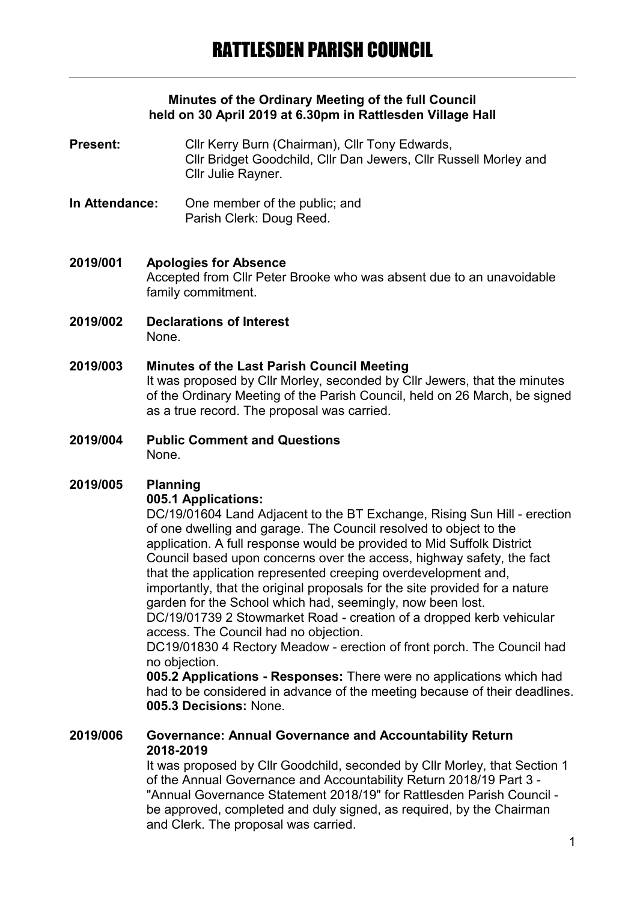# RATTLESDEN PARISH COUNCIL

**Minutes of the Ordinary Meeting of the full Council held on 30 April 2019 at 6.30pm in Rattlesden Village Hall**

**Present:** Cllr Kerry Burn (Chairman), Cllr Tony Edwards, Cllr Bridget Goodchild, Cllr Dan Jewers, Cllr Russell Morley and Cllr Julie Rayner.

**In Attendance:** One member of the public; and Parish Clerk: Doug Reed.

**2019/001 Apologies for Absence**
Accepted from Cllr Peter Brooke who was absent due to an unavoidable family commitment.

**2019/002 Declarations of Interest**
None.

**2019/003 Minutes of the Last Parish Council Meeting**
It was proposed by Cllr Morley, seconded by Cllr Jewers, that the minutes of the Ordinary Meeting of the Parish Council, held on 26 March, be signed as a true record. The proposal was carried.

**2019/004 Public Comment and Questions**
None.

**2019/005 Planning**

**005.1 Applications:**
DC/19/01604 Land Adjacent to the BT Exchange, Rising Sun Hill - erection of one dwelling and garage. The Council resolved to object to the application. A full response would be provided to Mid Suffolk District Council based upon concerns over the access, highway safety, the fact that the application represented creeping overdevelopment and, importantly, that the original proposals for the site provided for a nature garden for the School which had, seemingly, now been lost.
DC/19/01739 2 Stowmarket Road - creation of a dropped kerb vehicular access. The Council had no objection.
DC19/01830 4 Rectory Meadow - erection of front porch. The Council had no objection.
**005.2 Applications - Responses:** There were no applications which had had to be considered in advance of the meeting because of their deadlines.
**005.3 Decisions:** None.

**2019/006 Governance: Annual Governance and Accountability Return 2018-2019**
It was proposed by Cllr Goodchild, seconded by Cllr Morley, that Section 1 of the Annual Governance and Accountability Return 2018/19 Part 3 - "Annual Governance Statement 2018/19" for Rattlesden Parish Council - be approved, completed and duly signed, as required, by the Chairman and Clerk. The proposal was carried.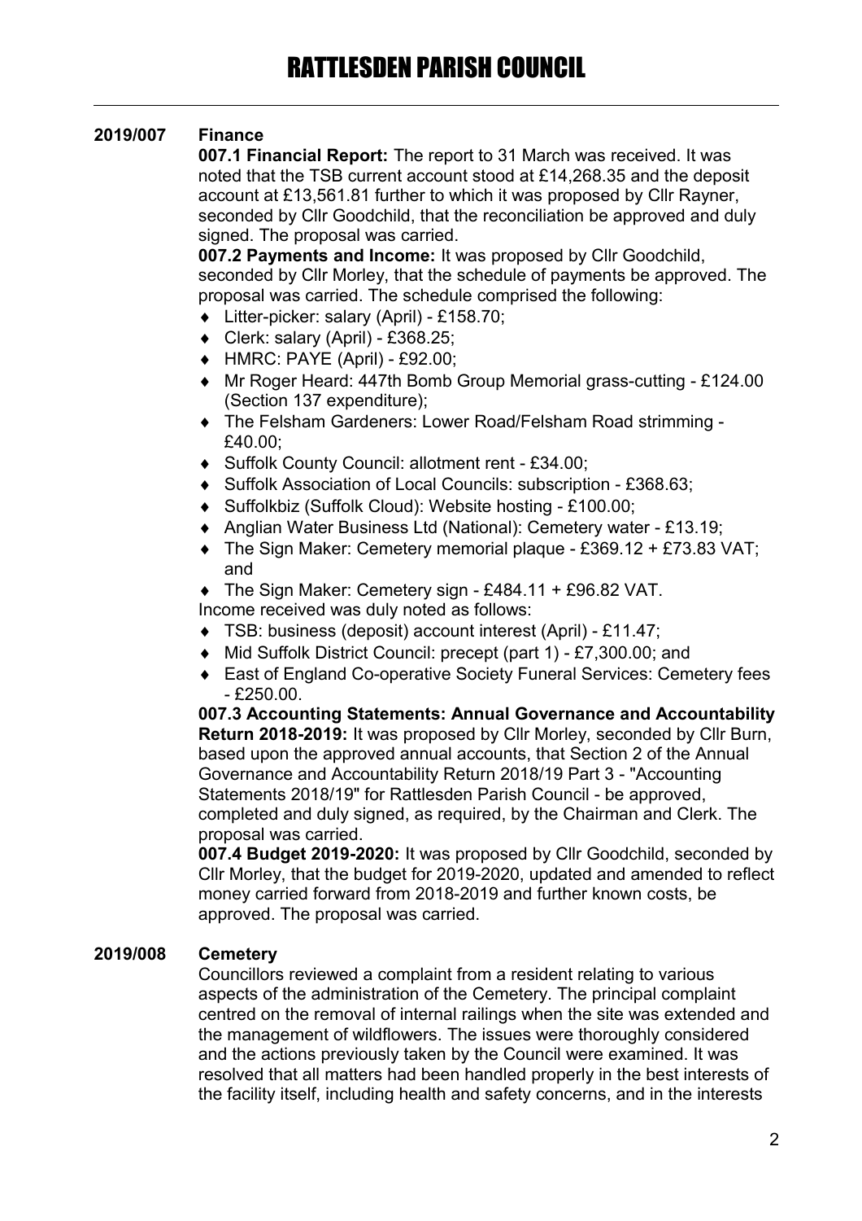## 2019/007 Finance

**007.1 Financial Report:** The report to 31 March was received. It was noted that the TSB current account stood at £14,268.35 and the deposit account at £13,561.81 further to which it was proposed by Cllr Rayner, seconded by Cllr Goodchild, that the reconciliation be approved and duly signed. The proposal was carried.

**007.2 Payments and Income:** It was proposed by Cllr Goodchild, seconded by Cllr Morley, that the schedule of payments be approved. The proposal was carried. The schedule comprised the following:

- Litter-picker: salary (April) - £158.70;
- Clerk: salary (April) - £368.25;
- HMRC: PAYE (April) - £92.00;
- Mr Roger Heard: 447th Bomb Group Memorial grass-cutting - £124.00 (Section 137 expenditure);
- The Felsham Gardeners: Lower Road/Felsham Road strimming - £40.00;
- Suffolk County Council: allotment rent - £34.00;
- Suffolk Association of Local Councils: subscription - £368.63;
- Suffolkbiz (Suffolk Cloud): Website hosting - £100.00;
- Anglian Water Business Ltd (National): Cemetery water - £13.19;
- The Sign Maker: Cemetery memorial plaque - £369.12 + £73.83 VAT; and
- The Sign Maker: Cemetery sign - £484.11 + £96.82 VAT.

Income received was duly noted as follows:

- TSB: business (deposit) account interest (April) - £11.47;
- Mid Suffolk District Council: precept (part 1) - £7,300.00; and
- East of England Co-operative Society Funeral Services: Cemetery fees - £250.00.

**007.3 Accounting Statements: Annual Governance and Accountability Return 2018-2019:** It was proposed by Cllr Morley, seconded by Cllr Burn, based upon the approved annual accounts, that Section 2 of the Annual Governance and Accountability Return 2018/19 Part 3 - "Accounting Statements 2018/19" for Rattlesden Parish Council - be approved, completed and duly signed, as required, by the Chairman and Clerk. The proposal was carried.

**007.4 Budget 2019-2020:** It was proposed by Cllr Goodchild, seconded by Cllr Morley, that the budget for 2019-2020, updated and amended to reflect money carried forward from 2018-2019 and further known costs, be approved. The proposal was carried.

## 2019/008 Cemetery

Councillors reviewed a complaint from a resident relating to various aspects of the administration of the Cemetery. The principal complaint centred on the removal of internal railings when the site was extended and the management of wildflowers. The issues were thoroughly considered and the actions previously taken by the Council were examined. It was resolved that all matters had been handled properly in the best interests of the facility itself, including health and safety concerns, and in the interests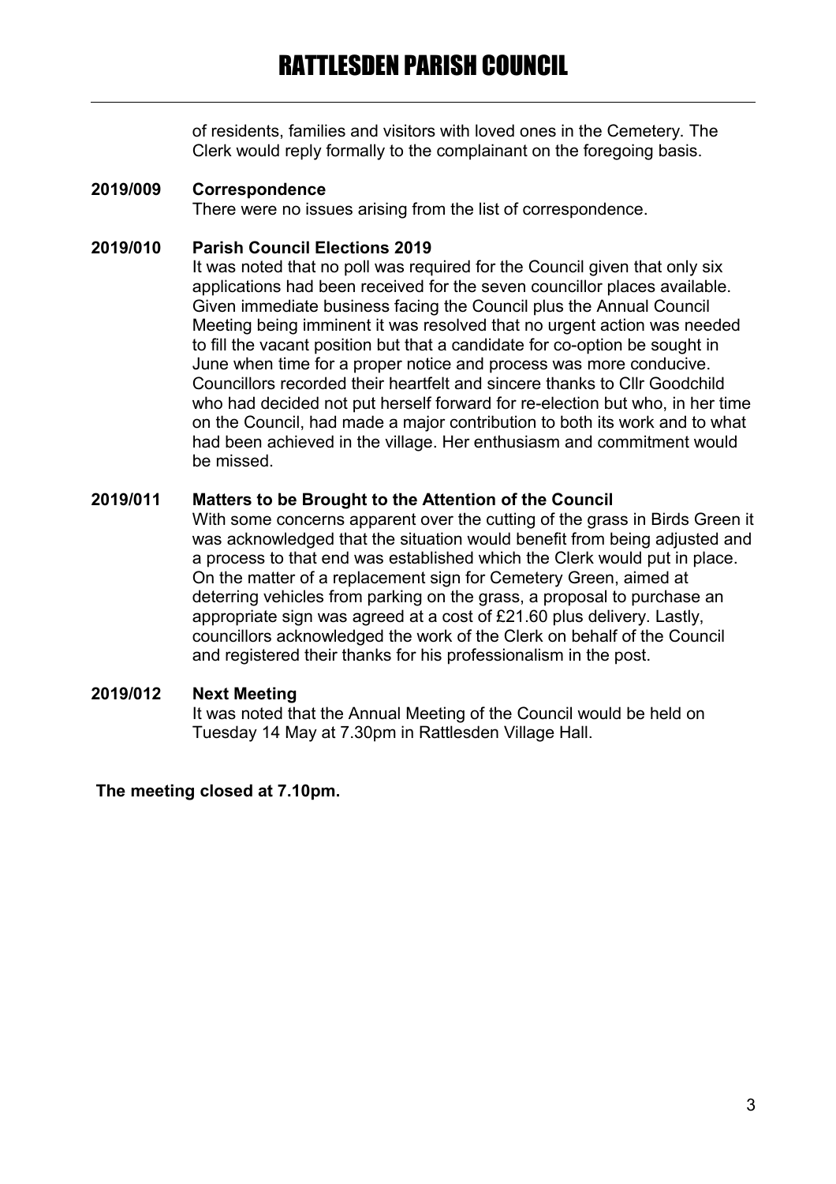of residents, families and visitors with loved ones in the Cemetery. The Clerk would reply formally to the complainant on the foregoing basis.

**2019/009 Correspondence**

There were no issues arising from the list of correspondence.

**2019/010 Parish Council Elections 2019**

It was noted that no poll was required for the Council given that only six applications had been received for the seven councillor places available. Given immediate business facing the Council plus the Annual Council Meeting being imminent it was resolved that no urgent action was needed to fill the vacant position but that a candidate for co-option be sought in June when time for a proper notice and process was more conducive. Councillors recorded their heartfelt and sincere thanks to Cllr Goodchild who had decided not put herself forward for re-election but who, in her time on the Council, had made a major contribution to both its work and to what had been achieved in the village. Her enthusiasm and commitment would be missed.

**2019/011 Matters to be Brought to the Attention of the Council**

With some concerns apparent over the cutting of the grass in Birds Green it was acknowledged that the situation would benefit from being adjusted and a process to that end was established which the Clerk would put in place. On the matter of a replacement sign for Cemetery Green, aimed at deterring vehicles from parking on the grass, a proposal to purchase an appropriate sign was agreed at a cost of £21.60 plus delivery. Lastly, councillors acknowledged the work of the Clerk on behalf of the Council and registered their thanks for his professionalism in the post.

**2019/012 Next Meeting**

It was noted that the Annual Meeting of the Council would be held on Tuesday 14 May at 7.30pm in Rattlesden Village Hall.

**The meeting closed at 7.10pm.**